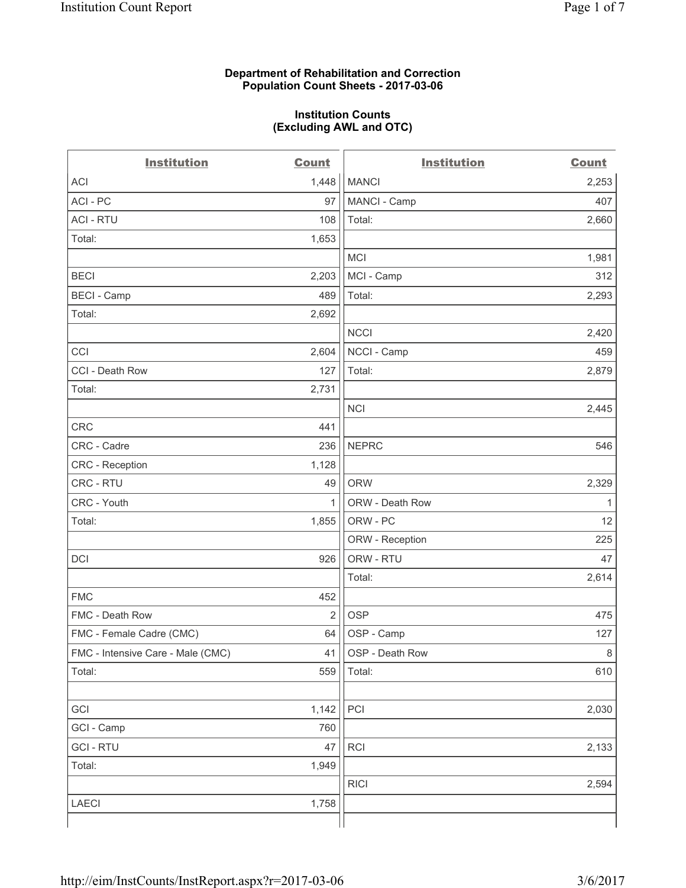**Department of Rehabilitation and Correction**
**Population Count Sheets - 2017-03-06**

**Institution Counts**
**(Excluding AWL and OTC)**

| Institution | Count | Institution | Count |
|---|---|---|---|
| ACI | 1,448 | MANCI | 2,253 |
| ACI - PC | 97 | MANCI - Camp | 407 |
| ACI - RTU | 108 | Total: | 2,660 |
| Total: | 1,653 | | |
| | | MCI | 1,981 |
| BECI | 2,203 | MCI - Camp | 312 |
| BECI - Camp | 489 | Total: | 2,293 |
| Total: | 2,692 | | |
| | | NCCI | 2,420 |
| CCI | 2,604 | NCCI - Camp | 459 |
| CCI - Death Row | 127 | Total: | 2,879 |
| Total: | 2,731 | | |
| | | NCI | 2,445 |
| CRC | 441 | | |
| CRC - Cadre | 236 | NEPRC | 546 |
| CRC - Reception | 1,128 | | |
| CRC - RTU | 49 | ORW | 2,329 |
| CRC - Youth | 1 | ORW - Death Row | 1 |
| Total: | 1,855 | ORW - PC | 12 |
| | | ORW - Reception | 225 |
| DCI | 926 | ORW - RTU | 47 |
| | | Total: | 2,614 |
| FMC | 452 | | |
| FMC - Death Row | 2 | OSP | 475 |
| FMC - Female Cadre (CMC) | 64 | OSP - Camp | 127 |
| FMC - Intensive Care - Male (CMC) | 41 | OSP - Death Row | 8 |
| Total: | 559 | Total: | 610 |
| | | | |
| GCI | 1,142 | PCI | 2,030 |
| GCI - Camp | 760 | | |
| GCI - RTU | 47 | RCI | 2,133 |
| Total: | 1,949 | | |
| | | RICI | 2,594 |
| LAECI | 1,758 | | |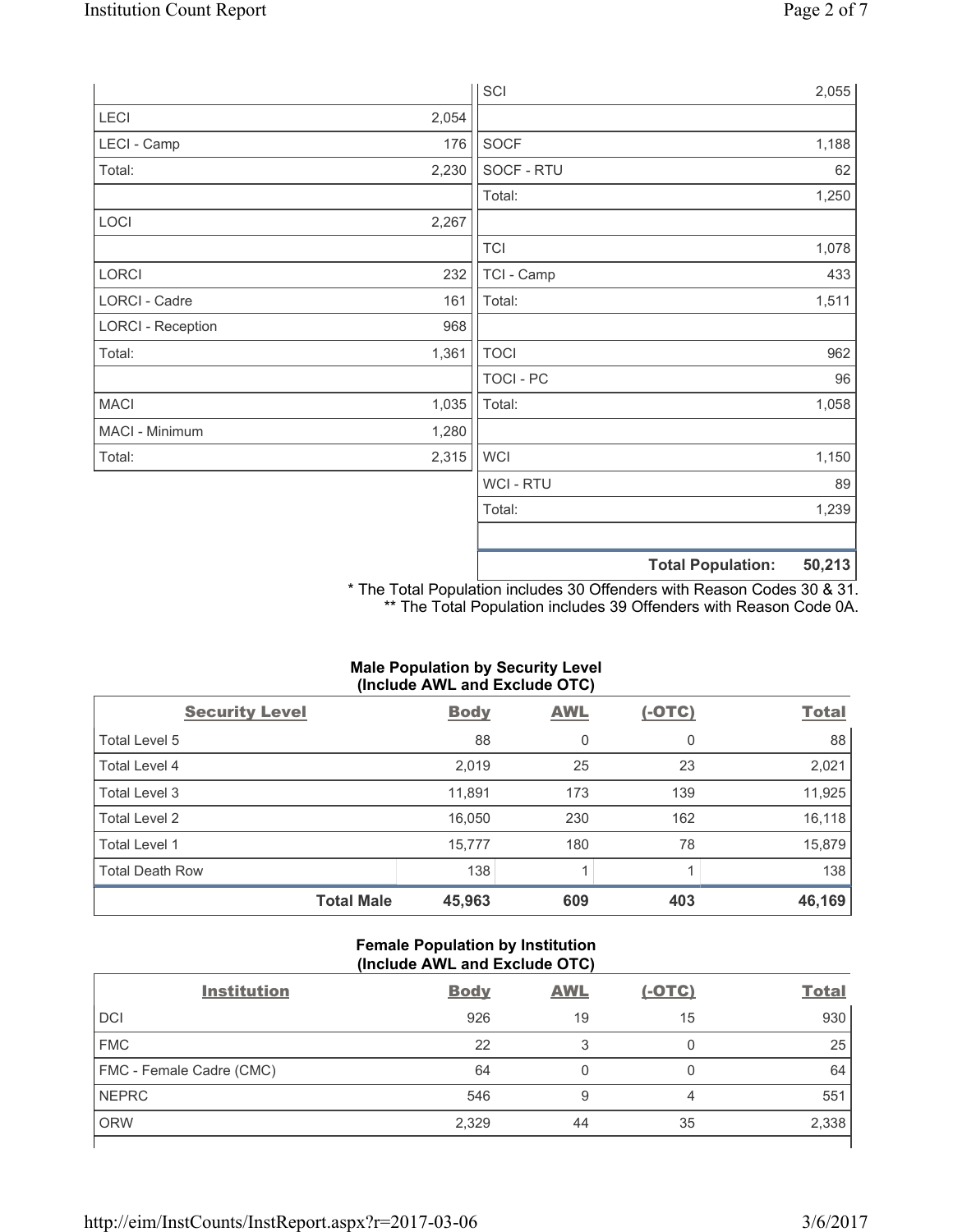| | |
|---|---|
| LECI | 2,054 |
| LECI - Camp | 176 |
| Total: | 2,230 |
| | |
| LOCI | 2,267 |
| | |
| LORCI | 232 |
| LORCI - Cadre | 161 |
| LORCI - Reception | 968 |
| Total: | 1,361 |
| | |
| MACI | 1,035 |
| MACI - Minimum | 1,280 |
| Total: | 2,315 |

| | |
|---|---|
| SCI | 2,055 |
| | |
| SOCF | 1,188 |
| SOCF - RTU | 62 |
| Total: | 1,250 |
| | |
| TCI | 1,078 |
| TCI - Camp | 433 |
| Total: | 1,511 |
| | |
| TOCI | 962 |
| TOCI - PC | 96 |
| Total: | 1,058 |
| | |
| WCI | 1,150 |
| WCI - RTU | 89 |
| Total: | 1,239 |
| | |
| **Total Population:** | **50,213** |

\* The Total Population includes 30 Offenders with Reason Codes 30 & 31.
\*\* The Total Population includes 39 Offenders with Reason Code 0A.

### Male Population by Security Level (Include AWL and Exclude OTC)

| Security Level | Body | AWL | (-OTC) | Total |
|---|---|---|---|---|
| Total Level 5 | 88 | 0 | 0 | 88 |
| Total Level 4 | 2,019 | 25 | 23 | 2,021 |
| Total Level 3 | 11,891 | 173 | 139 | 11,925 |
| Total Level 2 | 16,050 | 230 | 162 | 16,118 |
| Total Level 1 | 15,777 | 180 | 78 | 15,879 |
| Total Death Row | 138 | 1 | 1 | 138 |
| **Total Male** | **45,963** | **609** | **403** | **46,169** |

### Female Population by Institution (Include AWL and Exclude OTC)

| Institution | Body | AWL | (-OTC) | Total |
|---|---|---|---|---|
| DCI | 926 | 19 | 15 | 930 |
| FMC | 22 | 3 | 0 | 25 |
| FMC - Female Cadre (CMC) | 64 | 0 | 0 | 64 |
| NEPRC | 546 | 9 | 4 | 551 |
| ORW | 2,329 | 44 | 35 | 2,338 |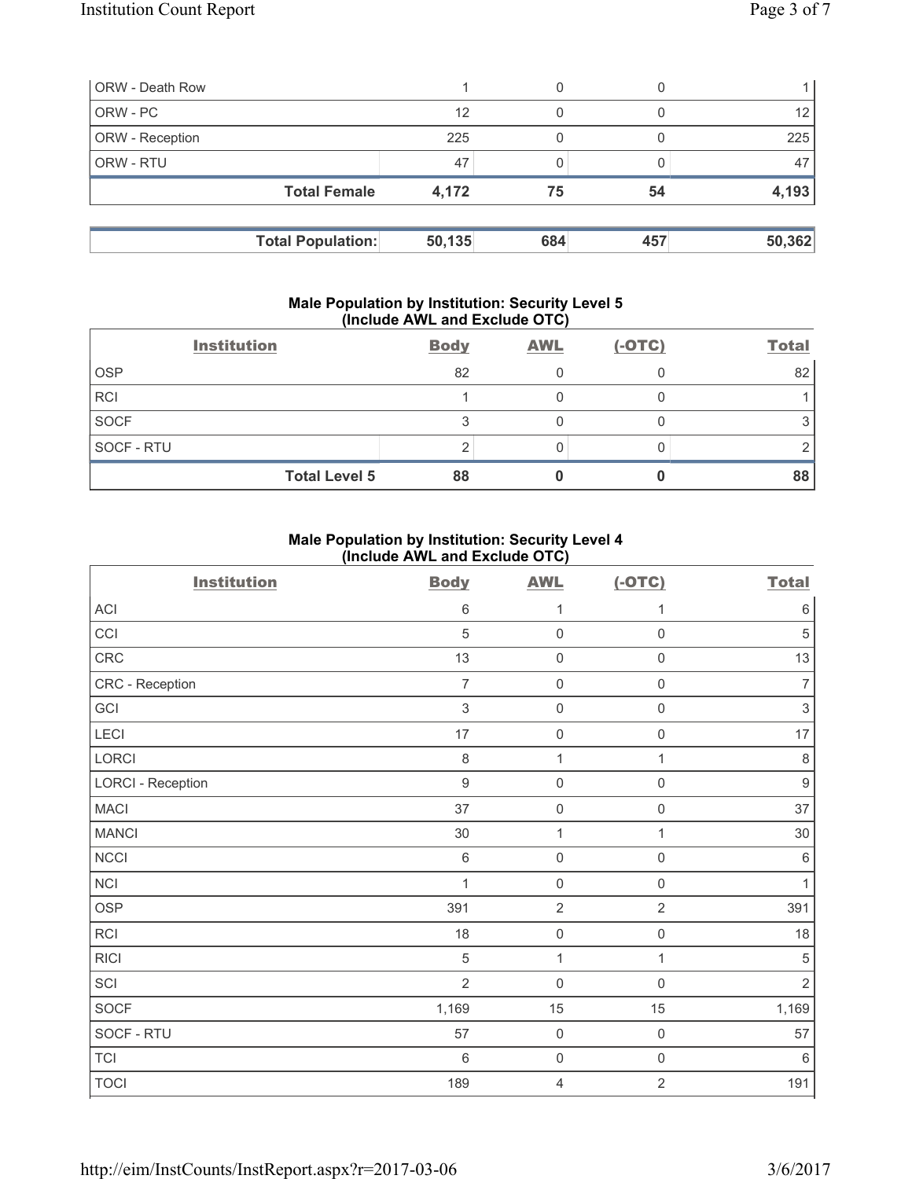| | | | | |
|---|---|---|---|---|
| ORW - Death Row | 1 | 0 | 0 | 1 |
| ORW - PC | 12 | 0 | 0 | 12 |
| ORW - Reception | 225 | 0 | 0 | 225 |
| ORW - RTU | 47 | 0 | 0 | 47 |
| **Total Female** | **4,172** | **75** | **54** | **4,193** |

| | | | | |
|---|---|---|---|---|
| **Total Population:** | **50,135** | **684** | **457** | **50,362** |

**Male Population by Institution: Security Level 5 (Include AWL and Exclude OTC)**

| Institution | Body | AWL | (-OTC) | Total |
|---|---|---|---|---|
| OSP | 82 | 0 | 0 | 82 |
| RCI | 1 | 0 | 0 | 1 |
| SOCF | 3 | 0 | 0 | 3 |
| SOCF - RTU | 2 | 0 | 0 | 2 |
| **Total Level 5** | **88** | **0** | **0** | **88** |

**Male Population by Institution: Security Level 4 (Include AWL and Exclude OTC)**

| Institution | Body | AWL | (-OTC) | Total |
|---|---|---|---|---|
| ACI | 6 | 1 | 1 | 6 |
| CCI | 5 | 0 | 0 | 5 |
| CRC | 13 | 0 | 0 | 13 |
| CRC - Reception | 7 | 0 | 0 | 7 |
| GCI | 3 | 0 | 0 | 3 |
| LECI | 17 | 0 | 0 | 17 |
| LORCI | 8 | 1 | 1 | 8 |
| LORCI - Reception | 9 | 0 | 0 | 9 |
| MACI | 37 | 0 | 0 | 37 |
| MANCI | 30 | 1 | 1 | 30 |
| NCCI | 6 | 0 | 0 | 6 |
| NCI | 1 | 0 | 0 | 1 |
| OSP | 391 | 2 | 2 | 391 |
| RCI | 18 | 0 | 0 | 18 |
| RICI | 5 | 1 | 1 | 5 |
| SCI | 2 | 0 | 0 | 2 |
| SOCF | 1,169 | 15 | 15 | 1,169 |
| SOCF - RTU | 57 | 0 | 0 | 57 |
| TCI | 6 | 0 | 0 | 6 |
| TOCI | 189 | 4 | 2 | 191 |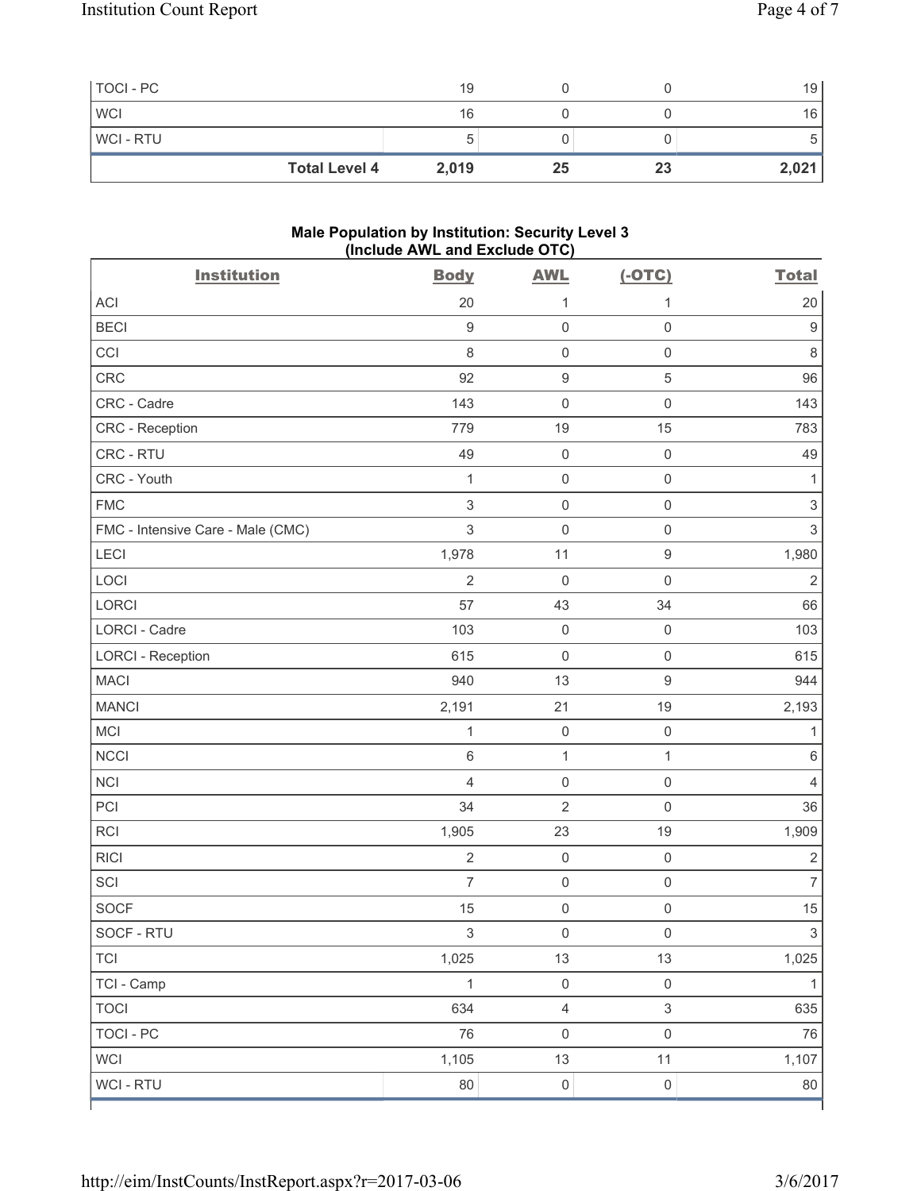| | Body | AWL | (-OTC) | Total |
|---|---|---|---|---|
| TOCI - PC | 19 | 0 | 0 | 19 |
| WCI | 16 | 0 | 0 | 16 |
| WCI - RTU | 5 | 0 | 0 | 5 |
| **Total Level 4** | **2,019** | **25** | **23** | **2,021** |

**Male Population by Institution: Security Level 3 (Include AWL and Exclude OTC)**

| Institution | Body | AWL | (-OTC) | Total |
|---|---|---|---|---|
| ACI | 20 | 1 | 1 | 20 |
| BECI | 9 | 0 | 0 | 9 |
| CCI | 8 | 0 | 0 | 8 |
| CRC | 92 | 9 | 5 | 96 |
| CRC - Cadre | 143 | 0 | 0 | 143 |
| CRC - Reception | 779 | 19 | 15 | 783 |
| CRC - RTU | 49 | 0 | 0 | 49 |
| CRC - Youth | 1 | 0 | 0 | 1 |
| FMC | 3 | 0 | 0 | 3 |
| FMC - Intensive Care - Male (CMC) | 3 | 0 | 0 | 3 |
| LECI | 1,978 | 11 | 9 | 1,980 |
| LOCI | 2 | 0 | 0 | 2 |
| LORCI | 57 | 43 | 34 | 66 |
| LORCI - Cadre | 103 | 0 | 0 | 103 |
| LORCI - Reception | 615 | 0 | 0 | 615 |
| MACI | 940 | 13 | 9 | 944 |
| MANCI | 2,191 | 21 | 19 | 2,193 |
| MCI | 1 | 0 | 0 | 1 |
| NCCI | 6 | 1 | 1 | 6 |
| NCI | 4 | 0 | 0 | 4 |
| PCI | 34 | 2 | 0 | 36 |
| RCI | 1,905 | 23 | 19 | 1,909 |
| RICI | 2 | 0 | 0 | 2 |
| SCI | 7 | 0 | 0 | 7 |
| SOCF | 15 | 0 | 0 | 15 |
| SOCF - RTU | 3 | 0 | 0 | 3 |
| TCI | 1,025 | 13 | 13 | 1,025 |
| TCI - Camp | 1 | 0 | 0 | 1 |
| TOCI | 634 | 4 | 3 | 635 |
| TOCI - PC | 76 | 0 | 0 | 76 |
| WCI | 1,105 | 13 | 11 | 1,107 |
| WCI - RTU | 80 | 0 | 0 | 80 |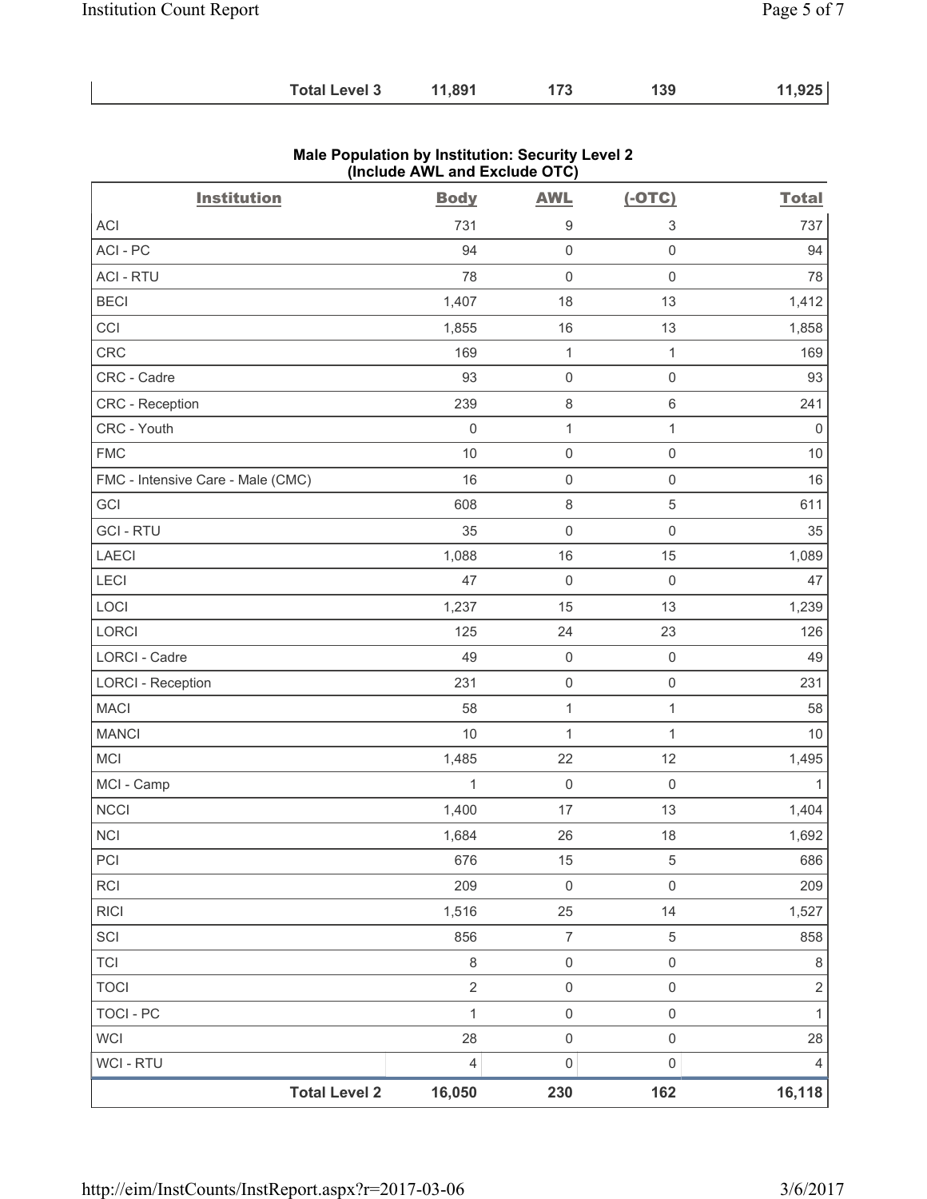| | Body | AWL | (-OTC) | Total |
|---|---|---|---|---|
| **Total Level 3** | **11,891** | **173** | **139** | **11,925** |

## Male Population by Institution: Security Level 2 (Include AWL and Exclude OTC)

| Institution | Body | AWL | (-OTC) | Total |
|---|---|---|---|---|
| ACI | 731 | 9 | 3 | 737 |
| ACI - PC | 94 | 0 | 0 | 94 |
| ACI - RTU | 78 | 0 | 0 | 78 |
| BECI | 1,407 | 18 | 13 | 1,412 |
| CCI | 1,855 | 16 | 13 | 1,858 |
| CRC | 169 | 1 | 1 | 169 |
| CRC - Cadre | 93 | 0 | 0 | 93 |
| CRC - Reception | 239 | 8 | 6 | 241 |
| CRC - Youth | 0 | 1 | 1 | 0 |
| FMC | 10 | 0 | 0 | 10 |
| FMC - Intensive Care - Male (CMC) | 16 | 0 | 0 | 16 |
| GCI | 608 | 8 | 5 | 611 |
| GCI - RTU | 35 | 0 | 0 | 35 |
| LAECI | 1,088 | 16 | 15 | 1,089 |
| LECI | 47 | 0 | 0 | 47 |
| LOCI | 1,237 | 15 | 13 | 1,239 |
| LORCI | 125 | 24 | 23 | 126 |
| LORCI - Cadre | 49 | 0 | 0 | 49 |
| LORCI - Reception | 231 | 0 | 0 | 231 |
| MACI | 58 | 1 | 1 | 58 |
| MANCI | 10 | 1 | 1 | 10 |
| MCI | 1,485 | 22 | 12 | 1,495 |
| MCI - Camp | 1 | 0 | 0 | 1 |
| NCCI | 1,400 | 17 | 13 | 1,404 |
| NCI | 1,684 | 26 | 18 | 1,692 |
| PCI | 676 | 15 | 5 | 686 |
| RCI | 209 | 0 | 0 | 209 |
| RICI | 1,516 | 25 | 14 | 1,527 |
| SCI | 856 | 7 | 5 | 858 |
| TCI | 8 | 0 | 0 | 8 |
| TOCI | 2 | 0 | 0 | 2 |
| TOCI - PC | 1 | 0 | 0 | 1 |
| WCI | 28 | 0 | 0 | 28 |
| WCI - RTU | 4 | 0 | 0 | 4 |
| **Total Level 2** | **16,050** | **230** | **162** | **16,118** |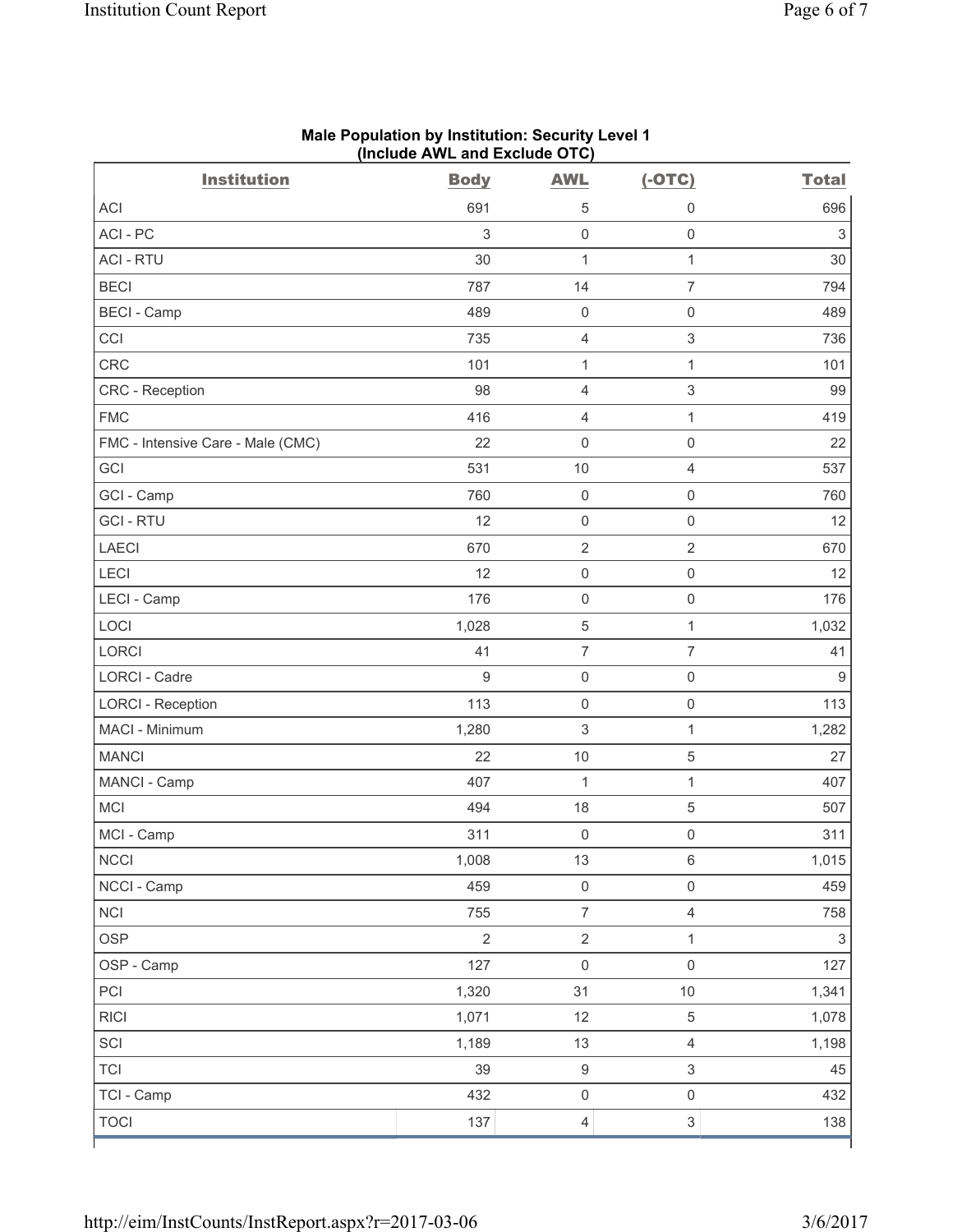**Male Population by Institution: Security Level 1**
**(Include AWL and Exclude OTC)**

| Institution | Body | AWL | (-OTC) | Total |
|---|---|---|---|---|
| ACI | 691 | 5 | 0 | 696 |
| ACI - PC | 3 | 0 | 0 | 3 |
| ACI - RTU | 30 | 1 | 1 | 30 |
| BECI | 787 | 14 | 7 | 794 |
| BECI - Camp | 489 | 0 | 0 | 489 |
| CCI | 735 | 4 | 3 | 736 |
| CRC | 101 | 1 | 1 | 101 |
| CRC - Reception | 98 | 4 | 3 | 99 |
| FMC | 416 | 4 | 1 | 419 |
| FMC - Intensive Care - Male (CMC) | 22 | 0 | 0 | 22 |
| GCI | 531 | 10 | 4 | 537 |
| GCI - Camp | 760 | 0 | 0 | 760 |
| GCI - RTU | 12 | 0 | 0 | 12 |
| LAECI | 670 | 2 | 2 | 670 |
| LECI | 12 | 0 | 0 | 12 |
| LECI - Camp | 176 | 0 | 0 | 176 |
| LOCI | 1,028 | 5 | 1 | 1,032 |
| LORCI | 41 | 7 | 7 | 41 |
| LORCI - Cadre | 9 | 0 | 0 | 9 |
| LORCI - Reception | 113 | 0 | 0 | 113 |
| MACI - Minimum | 1,280 | 3 | 1 | 1,282 |
| MANCI | 22 | 10 | 5 | 27 |
| MANCI - Camp | 407 | 1 | 1 | 407 |
| MCI | 494 | 18 | 5 | 507 |
| MCI - Camp | 311 | 0 | 0 | 311 |
| NCCI | 1,008 | 13 | 6 | 1,015 |
| NCCI - Camp | 459 | 0 | 0 | 459 |
| NCI | 755 | 7 | 4 | 758 |
| OSP | 2 | 2 | 1 | 3 |
| OSP - Camp | 127 | 0 | 0 | 127 |
| PCI | 1,320 | 31 | 10 | 1,341 |
| RICI | 1,071 | 12 | 5 | 1,078 |
| SCI | 1,189 | 13 | 4 | 1,198 |
| TCI | 39 | 9 | 3 | 45 |
| TCI - Camp | 432 | 0 | 0 | 432 |
| TOCI | 137 | 4 | 3 | 138 |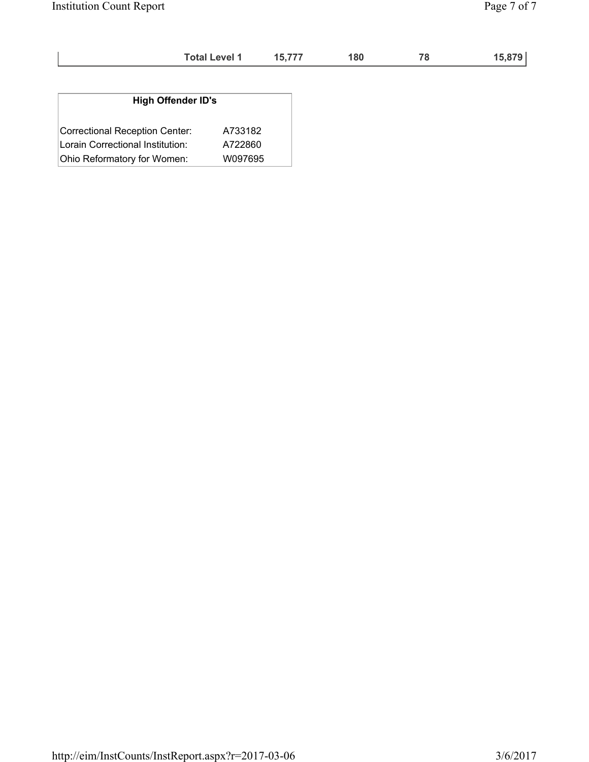| | | | | |
|---|---|---|---|---|
| **Total Level 1** | **15,777** | **180** | **78** | **15,879** |

| **High Offender ID's** | |
|---|---|
| Correctional Reception Center: | A733182 |
| Lorain Correctional Institution: | A722860 |
| Ohio Reformatory for Women: | W097695 |